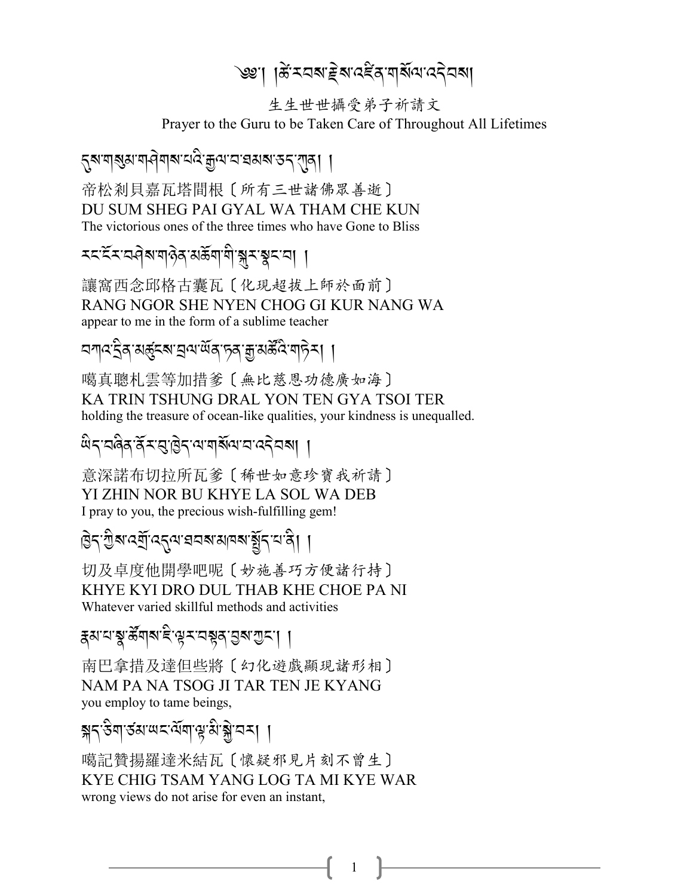# ༄༅། །ཚེ་རབས་རྗེས་འཛིན་གསོལ་འདེབས།

生生世世攝受弟子祈請文

Prayer to the Guru to be Taken Care of Throughout All Lifetimes

དུས་གསུམ་གཤེགས་པའི་རྒྱལ་བ་ཐམས་ཅད་ཀུན། །

帝松刹貝嘉瓦塔間根〔所有三世諸佛眾善逝〕

DU SUM SHEG PAI GYAL WA THAM CHE KUN

The victorious ones of the three times who have Gone to Bliss

རང་ངོར་བཤེས་གཉེན་མཆོག་གི་སྐུར་སྣང་བ། །

讓窩西念邱格古囊瓦〔化現超拔上師於面前〕

RANG NGOR SHE NYEN CHOG GI KUR NANG WA

appear to me in the form of a sublime teacher

བཀའ་དྲིན་མཚུངས་བྲལ་ཡོན་ཏན་རྒྱ་མཚོའི་གཏེར། །

噶真聰札雲等加措爹〔無比慈恩功德廣如海〕

KA TRIN TSHUNG DRAL YON TEN GYA TSOI TER

holding the treasure of ocean-like qualities, your kindness is unequalled.

ཡིད་བཞིན་ནོར་བུ་ཁྱེད་ལ་གསོལ་བ་འདེབས། །

意深諾布切拉所瓦爹〔稀世如意珍寶我祈請〕

YI ZHIN NOR BU KHYE LA SOL WA DEB

I pray to you, the precious wish-fulfilling gem!

ཁྱེད་ཀྱིས་འགྲོ་འདུལ་ཐབས་མཁས་སྤྱོད་པ་ནི། །

切及卓度他開學吧呢〔妙施善巧方便諸行持〕

KHYE KYI DRO DUL THAB KHE CHOE PA NI

Whatever varied skillful methods and activities

རྣམ་པ་སྣ་ཚོགས་ཇི་ལྟར་བསྟན་བྱས་ཀྱང་། །

南巴拿措及達但些將〔幻化遊戲顯現諸形相〕

NAM PA NA TSOG JI TAR TEN JE KYANG

you employ to tame beings,

སྐད་ཅིག་ཙམ་ཡང་ལོག་ལྟ་མི་སྐྱེ་བར། །

噶記贊揚羅達米結瓦〔懷疑邪見片刻不曾生〕

KYE CHIG TSAM YANG LOG TA MI KYE WAR

wrong views do not arise for even an instant,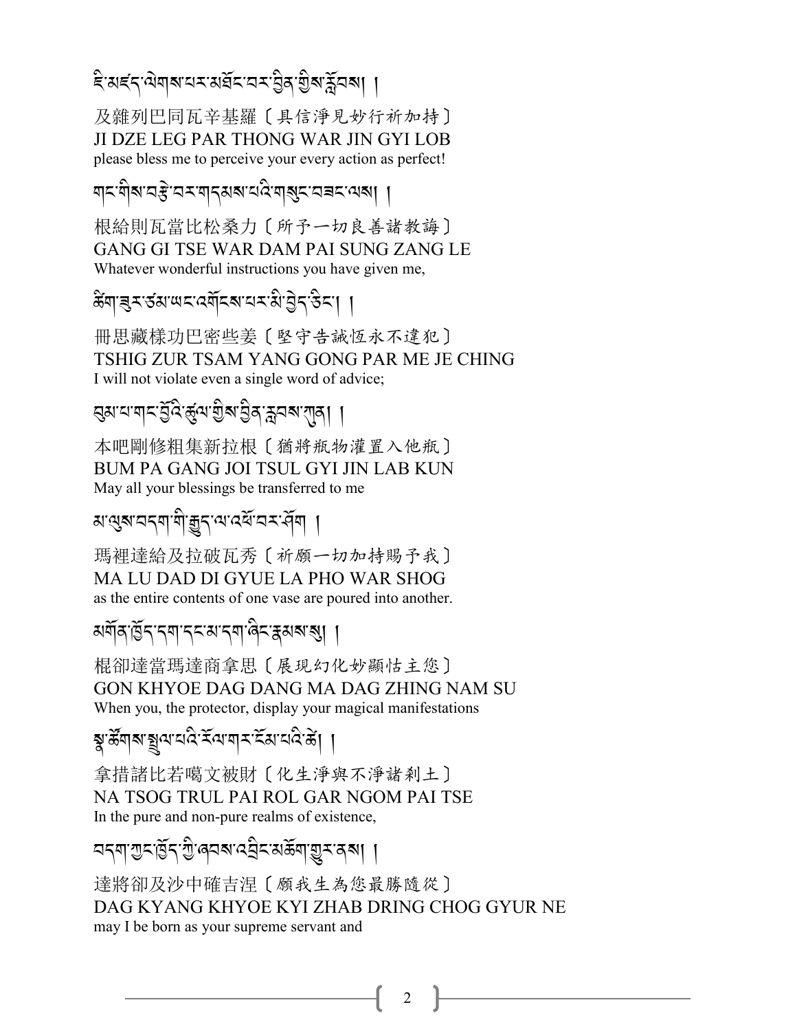ཇི་མཛད་ལེགས་པར་མཐོང་བར་བྱིན་གྱིས་རློབས། །

及雜列巴同瓦辛基羅〔具信淨見妙行祈加持〕
JI DZE LEG PAR THONG WAR JIN GYI LOB
please bless me to perceive your every action as perfect!

གང་གིས་བརྩེ་བར་གདམས་པའི་གསུང་བཟང་ལས། །

根給則瓦當比松桑力〔所予一切良善諸教誨〕
GANG GI TSE WAR DAM PAI SUNG ZANG LE
Whatever wonderful instructions you have given me,

ཚིག་ཟུར་ཙམ་ཡང་འགོངས་པར་མི་བྱེད་ཅིང་། །

冊思藏樣功巴密些姜〔堅守告誡恆永不違犯〕
TSHIG ZUR TSAM YANG GONG PAR ME JE CHING
I will not violate even a single word of advice;

བུམ་པ་གང་བྱོའི་ཚུལ་གྱིས་བྱིན་རླབས་ཀུན། །

本吧剛修粗集新拉根〔猶將瓶物灌置入他瓶〕
BUM PA GANG JOI TSUL GYI JIN LAB KUN
May all your blessings be transferred to me

མ་ལུས་བདག་གི་རྒྱུད་ལ་འཕོ་བར་ཤོག །

瑪裡達給及拉破瓦秀〔祈願一切加持賜予我〕
MA LU DAD DI GYUE LA PHO WAR SHOG
as the entire contents of one vase are poured into another.

མགོན་ཁྱོད་དག་དང་མ་དག་ཞིང་རྣམས་སུ། །

棍卻達當瑪達商拿思〔展現幻化妙顯怙主您〕
GON KHYOE DAG DANG MA DAG ZHING NAM SU
When you, the protector, display your magical manifestations

སྣ་ཚོགས་སྤྲུལ་པའི་རོལ་གར་ངོམ་པའི་ཚེ། །

拿措諸比若噶文被財〔化生淨與不淨諸剎土〕
NA TSOG TRUL PAI ROL GAR NGOM PAI TSE
In the pure and non-pure realms of existence,

བདག་ཀྱང་ཁྱོད་ཀྱི་ཞབས་འབྲིང་མཆོག་གྱུར་ནས། །

達將卻及沙中確吉涅〔願我生為您最勝隨從〕
DAG KYANG KHYOE KYI ZHAB DRING CHOG GYUR NE
may I be born as your supreme servant and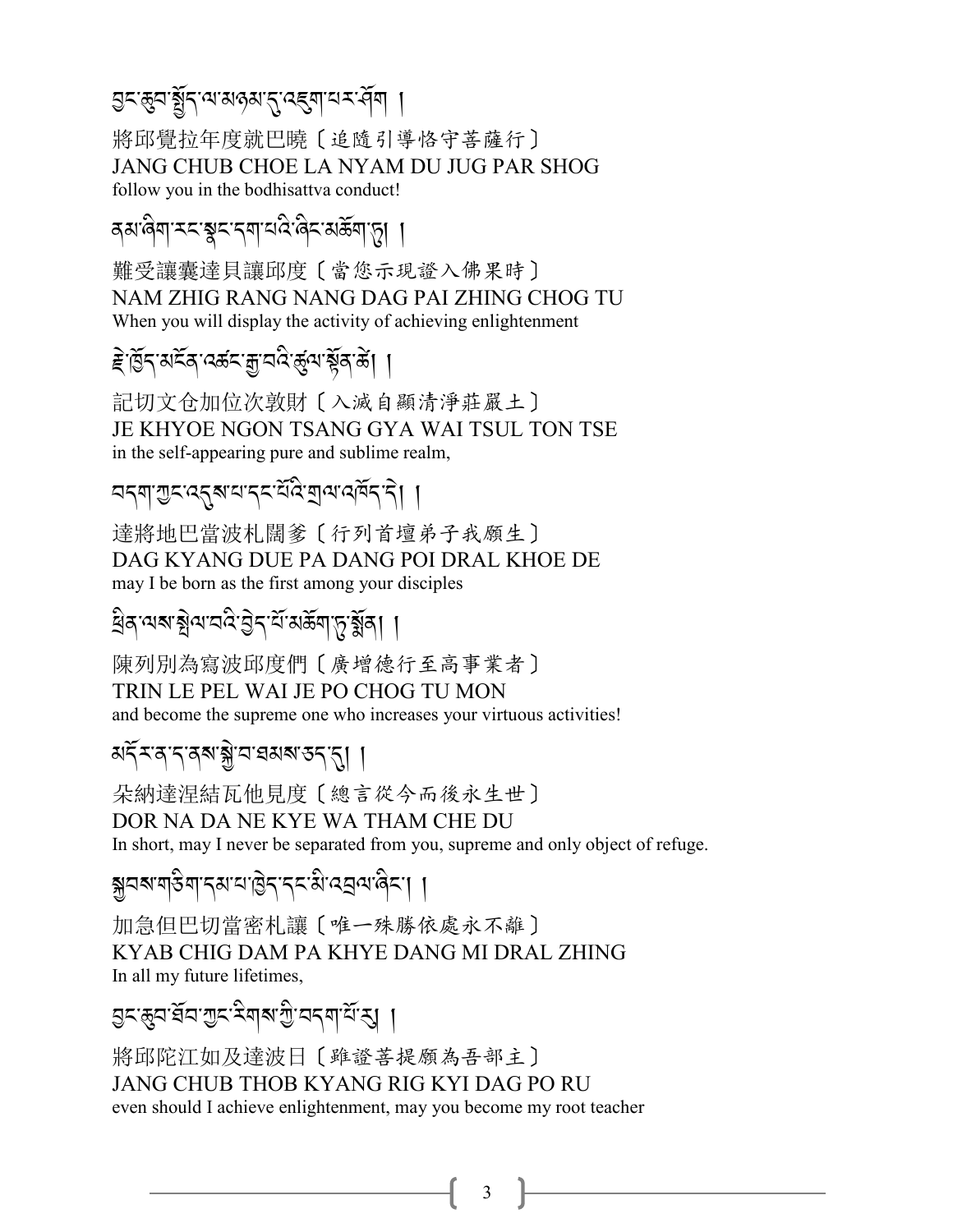བྱང་ཆུབ་སྤྱོད་ལ་མཉམ་དུ་འཇུག་པར་ཤོག །

將邱覺拉年度就巴曉〔追隨引導恪守菩薩行〕
JANG CHUB CHOE LA NYAM DU JUG PAR SHOG
follow you in the bodhisattva conduct!

ནམ་ཞིག་རང་སྣང་དག་པའི་ཞིང་མཆོག་ཏུ། །

難受讓囊達貝讓邱度〔當您示現證入佛果時〕
NAM ZHIG RANG NANG DAG PAI ZHING CHOG TU
When you will display the activity of achieving enlightenment

རྗེ་ཁྱོད་མངོན་འཚང་རྒྱ་བའི་ཚུལ་སྟོན་ཚེ། །

記切文仓加位次敦財〔入滅自顯清淨莊嚴土〕
JE KHYOE NGON TSANG GYA WAI TSUL TON TSE
in the self-appearing pure and sublime realm,

བདག་ཀྱང་འདུས་པ་དང་པོའི་གྲལ་འཁོད་དེ། །

達將地巴當波札闊爹〔行列首壇弟子我願生〕
DAG KYANG DUE PA DANG POI DRAL KHOE DE
may I be born as the first among your disciples

ཕྲིན་ལས་སྤེལ་བའི་བྱེད་པོ་མཆོག་ཏུ་སྨོན། །

陳列別為寫波邱度們〔廣增德行至高事業者〕
TRIN LE PEL WAI JE PO CHOG TU MON
and become the supreme one who increases your virtuous activities!

མདོར་ན་ད་ནས་སྐྱེ་བ་ཐམས་ཅད་དུ། །

朵納達涅結瓦他見度〔總言從今而後永生世〕
DOR NA DA NE KYE WA THAM CHE DU
In short, may I never be separated from you, supreme and only object of refuge.

སྐྱབས་གཅིག་དམ་པ་ཁྱེད་དང་མི་འབྲལ་ཞིང་། །

加急但巴切當密札讓〔唯一殊勝依處永不離〕
KYAB CHIG DAM PA KHYE DANG MI DRAL ZHING
In all my future lifetimes,

བྱང་ཆུབ་ཐོབ་ཀྱང་རིགས་ཀྱི་བདག་པོ་རུ། །

將邱陀江如及達波日〔雖證菩提願為吾部主〕
JANG CHUB THOB KYANG RIG KYI DAG PO RU
even should I achieve enlightenment, may you become my root teacher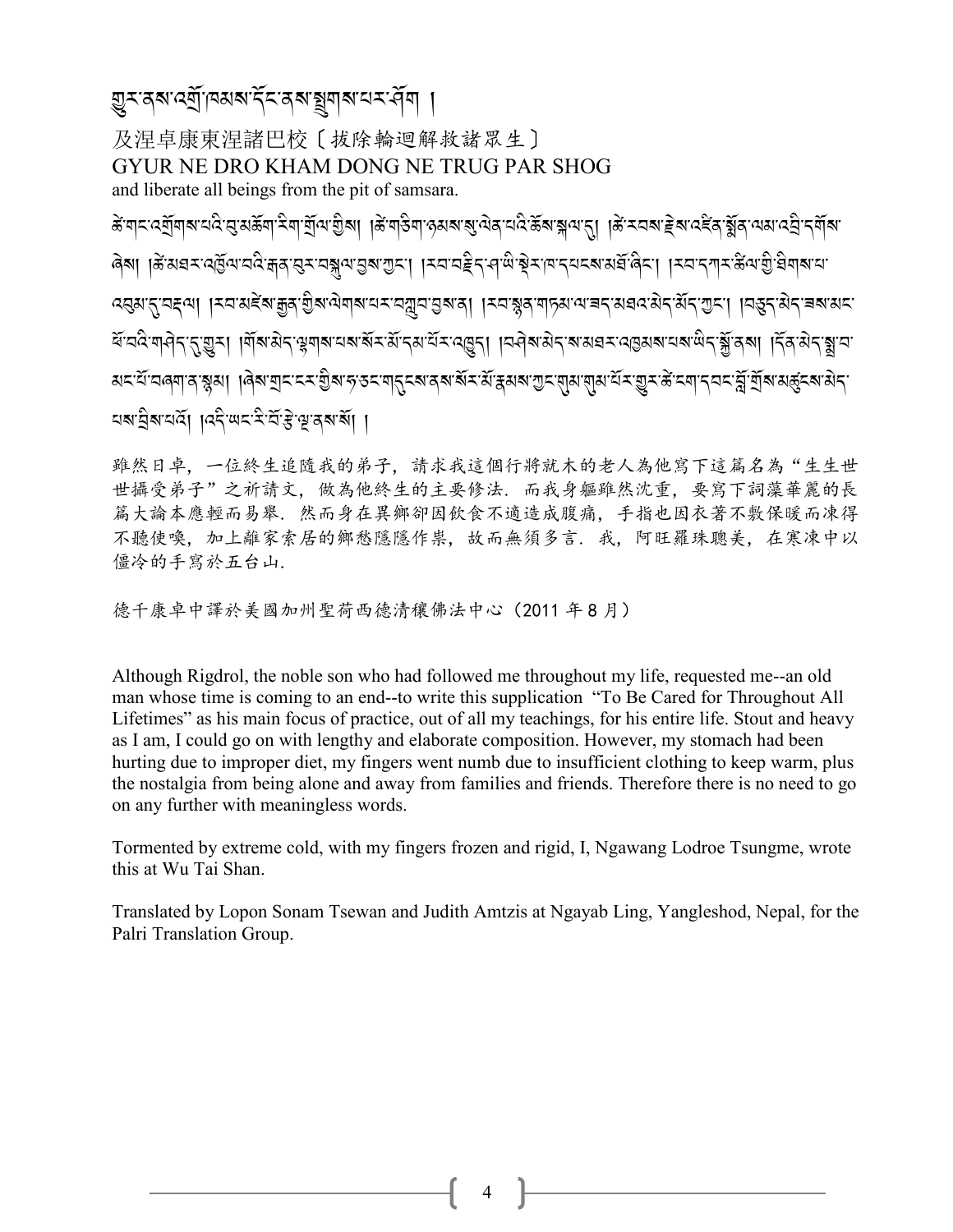གྱུར་ནས་འགྲོ་ཁམས་དོང་ནས་སྤྲུགས་པར་ཤོག །

及涅卓康東涅諸巴校〔拔除輪迴解救諸眾生〕

GYUR NE DRO KHAM DONG NE TRUG PAR SHOG

and liberate all beings from the pit of samsara.

ཚེ་གང་འགྲོགས་པའི་བུ་མཆོག་རིག་གྲོལ་གྱིས། །ཚེ་གཅིག་ཉམས་སུ་ལེན་པའི་ཆོས་སྐལ་དུ། །ཚེ་རབས་རྗེས་འཛིན་སྨོན་ལམ་འབྲི་དགོས་ཞེས། །ཚེ་མཐར་འཁྱོལ་བའི་རྒན་བུར་བསྐུལ་བྱུས་ཀྱང་། །རབ་བརྟེད་ཤ་ཡི་སྟེར་ཁ་དཔངས་མཐོ་ཞིང་། །རབ་དཀར་ཚིལ་གྱི་ཐིགས་པ་འབྱམ་དུ་བརྡལ། །རབ་མཛེས་རྒྱན་གྱིས་ལེགས་པར་བསྒྲུབ་བྱས་ན། །རབ་སྟན་གཏམ་ལ་ཟད་མཐའ་མེད་མོད་ཀྱང་། །བཅུད་མེད་ཟས་མང་པོ་བའི་གཞིད་དུ་གྱུར། །གོས་མེད་ལྷགས་པས་སོར་མོ་དམ་པོར་འཁྱུད། །བཞེས་མེད་ས་མཐར་འབྱམས་པས་ཡིད་སྐྱོ་ནས། །དོན་མེད་སྨྲ་བ་མང་པོ་བཞག་ན་སྐྱམ། །ཞེས་གྲང་དང་རང་གྱིས་ཧ་ཅང་གདུངས་ནས་སོར་མོ་རྣམས་ཀྱང་གྲུམ་གྲུམ་པོར་གྱུར་ཆེ་ངག་དབང་བློ་གྲོས་མཚུངས་མེད་པས་བྲིས་པའོ། །འདི་ཡང་རི་བོ་རྩེ་ལྔ་ནས་སོ། །

雖然日卓，一位終生追隨我的弟子，請求我這個行將就木的老人為他寫下這篇名為“生生世世攝受弟子”之祈請文，做為他終生的主要修法．而我身軀雖然沈重，要寫下詞藻華麗的長篇大論本應輕而易舉．然而身在異鄉卻因飲食不適造成腹痛，手指也因衣著不敷保暖而凍得不聽使喚，加上離家索居的鄉愁隱隱作祟，故而無須多言．我，阿旺羅珠聰美，在寒凍中以僵冷的手寫於五台山．

德千康卓中譯於美國加州聖荷西德清穰佛法中心（2011 年 8 月）

Although Rigdrol, the noble son who had followed me throughout my life, requested me--an old man whose time is coming to an end--to write this supplication "To Be Cared for Throughout All Lifetimes" as his main focus of practice, out of all my teachings, for his entire life. Stout and heavy as I am, I could go on with lengthy and elaborate composition. However, my stomach had been hurting due to improper diet, my fingers went numb due to insufficient clothing to keep warm, plus the nostalgia from being alone and away from families and friends. Therefore there is no need to go on any further with meaningless words.

Tormented by extreme cold, with my fingers frozen and rigid, I, Ngawang Lodroe Tsungme, wrote this at Wu Tai Shan.

Translated by Lopon Sonam Tsewan and Judith Amtzis at Ngayab Ling, Yangleshod, Nepal, for the Palri Translation Group.